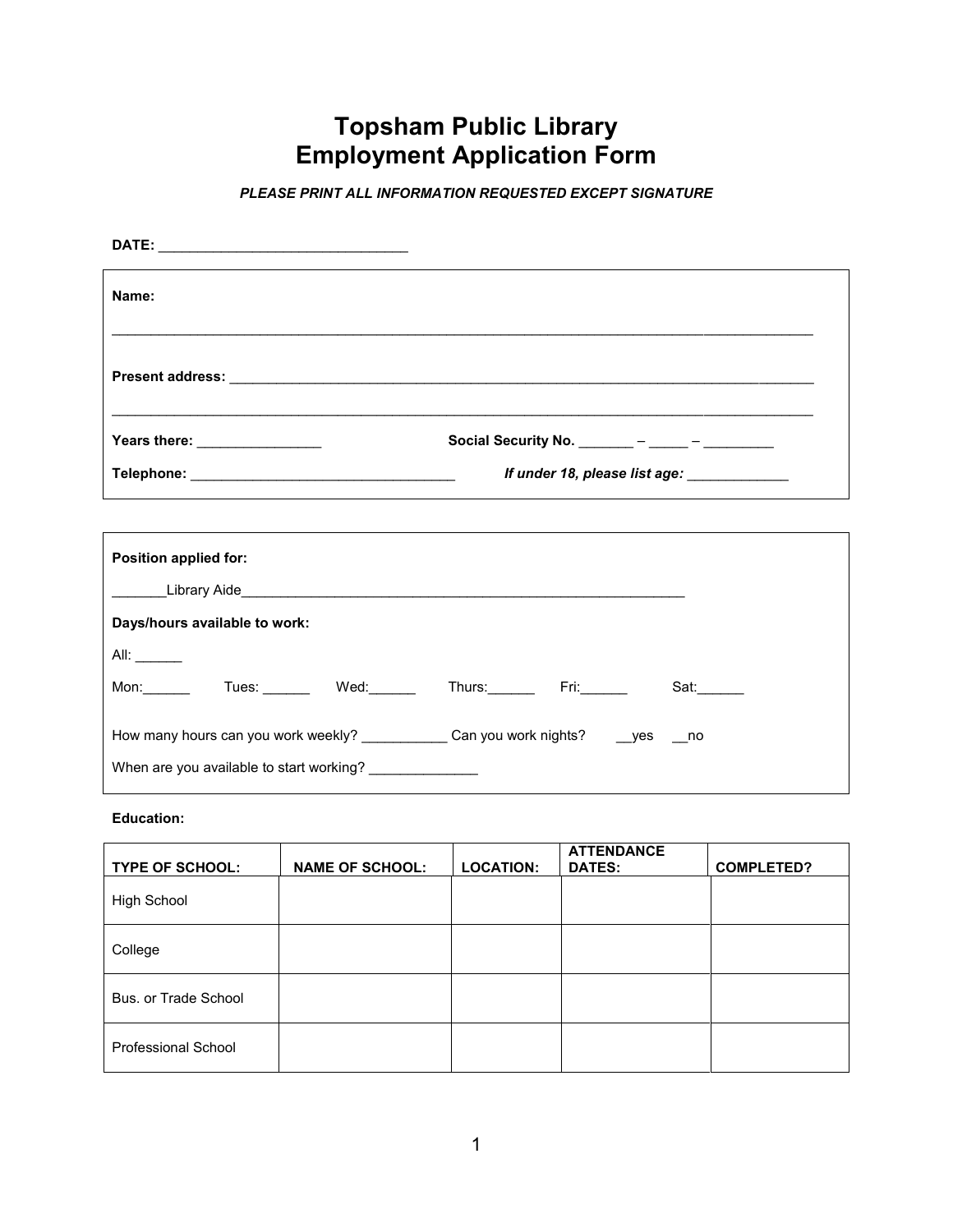# Topsham Public Library
# Employment Application Form

***PLEASE PRINT ALL INFORMATION REQUESTED EXCEPT SIGNATURE***

**DATE:** _______________________________

**Name:**

_____________________________________________________________________________________

**Present address:** ________________________________________________________________

_____________________________________________________________________________________

**Years there:** ________________ **Social Security No.** _______ – _____ – _________

**Telephone:** __________________________________ ***If under 18, please list age:*** _____________

**Position applied for:**

_______Library Aide_____________________________________________________________

**Days/hours available to work:**

All: ______

Mon:______ Tues: ______ Wed:______ Thurs:______ Fri:______ Sat:______

How many hours can you work weekly? ___________ Can you work nights? __yes __no

When are you available to start working? ______________

**Education:**

| **TYPE OF SCHOOL:** | **NAME OF SCHOOL:** | **LOCATION:** | **ATTENDANCE DATES:** | **COMPLETED?** |
|---|---|---|---|---|
| High School | | | | |
| College | | | | |
| Bus. or Trade School | | | | |
| Professional School | | | | |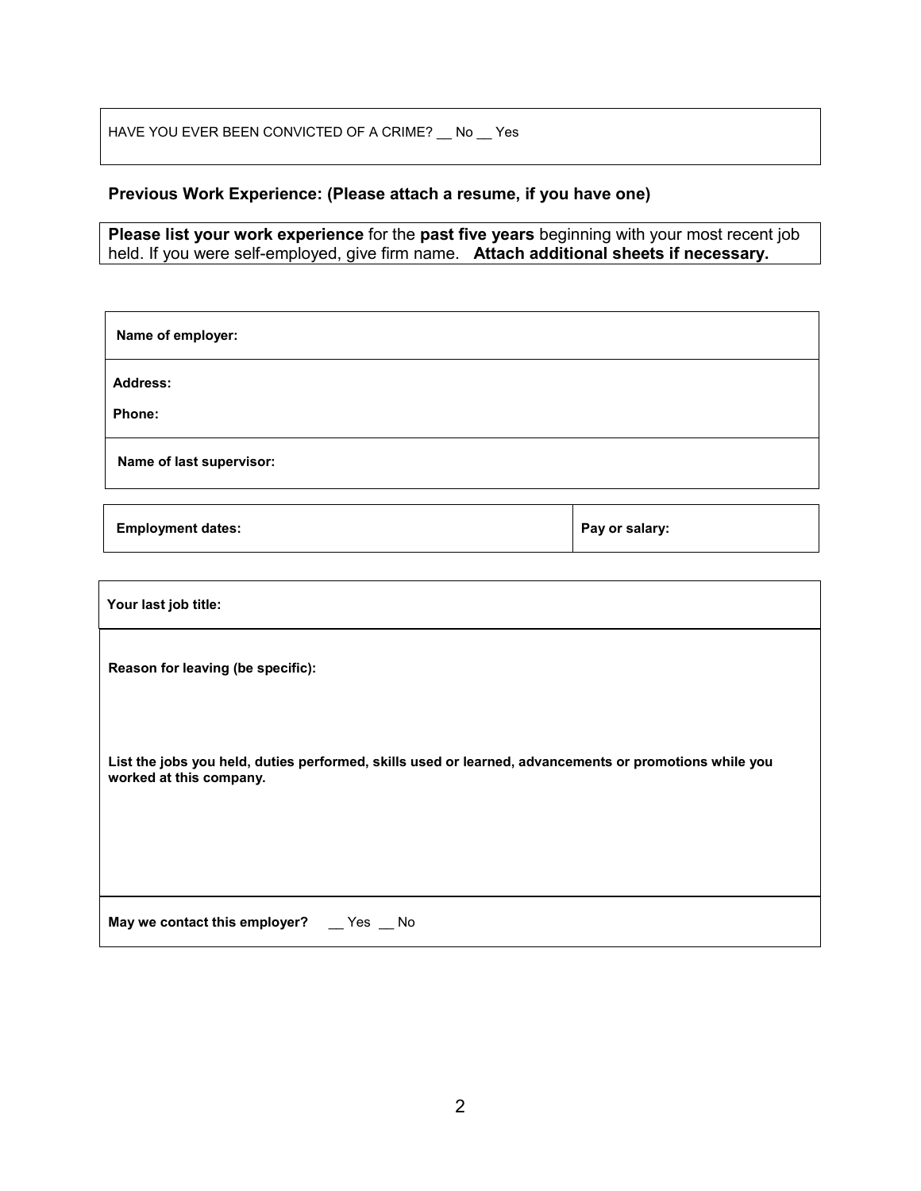HAVE YOU EVER BEEN CONVICTED OF A CRIME? __ No __ Yes

### Previous Work Experience: (Please attach a resume, if you have one)

**Please list your work experience** for the **past five years** beginning with your most recent job held. If you were self-employed, give firm name. **Attach additional sheets if necessary.**

**Name of employer:**

**Address:**

**Phone:**

**Name of last supervisor:**

| **Employment dates:** | **Pay or salary:** |
|---|---|

**Your last job title:**

**Reason for leaving (be specific):**

**List the jobs you held, duties performed, skills used or learned, advancements or promotions while you worked at this company.**

**May we contact this employer?** __ Yes __ No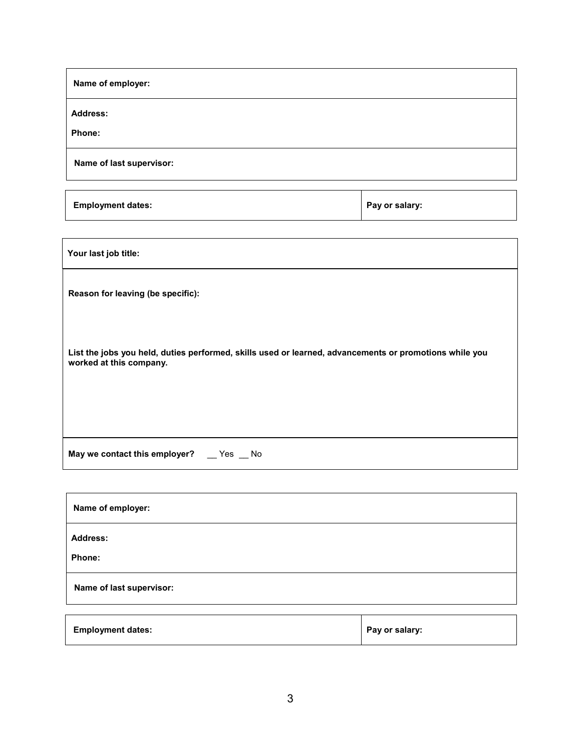**Name of employer:**

**Address:**

**Phone:**

**Name of last supervisor:**

| **Employment dates:** | **Pay or salary:** |
|---|---|

**Your last job title:**

**Reason for leaving (be specific):**

**List the jobs you held, duties performed, skills used or learned, advancements or promotions while you worked at this company.**

**May we contact this employer?** __ Yes __ No

**Name of employer:**

**Address:**

**Phone:**

**Name of last supervisor:**

| **Employment dates:** | **Pay or salary:** |
|---|---|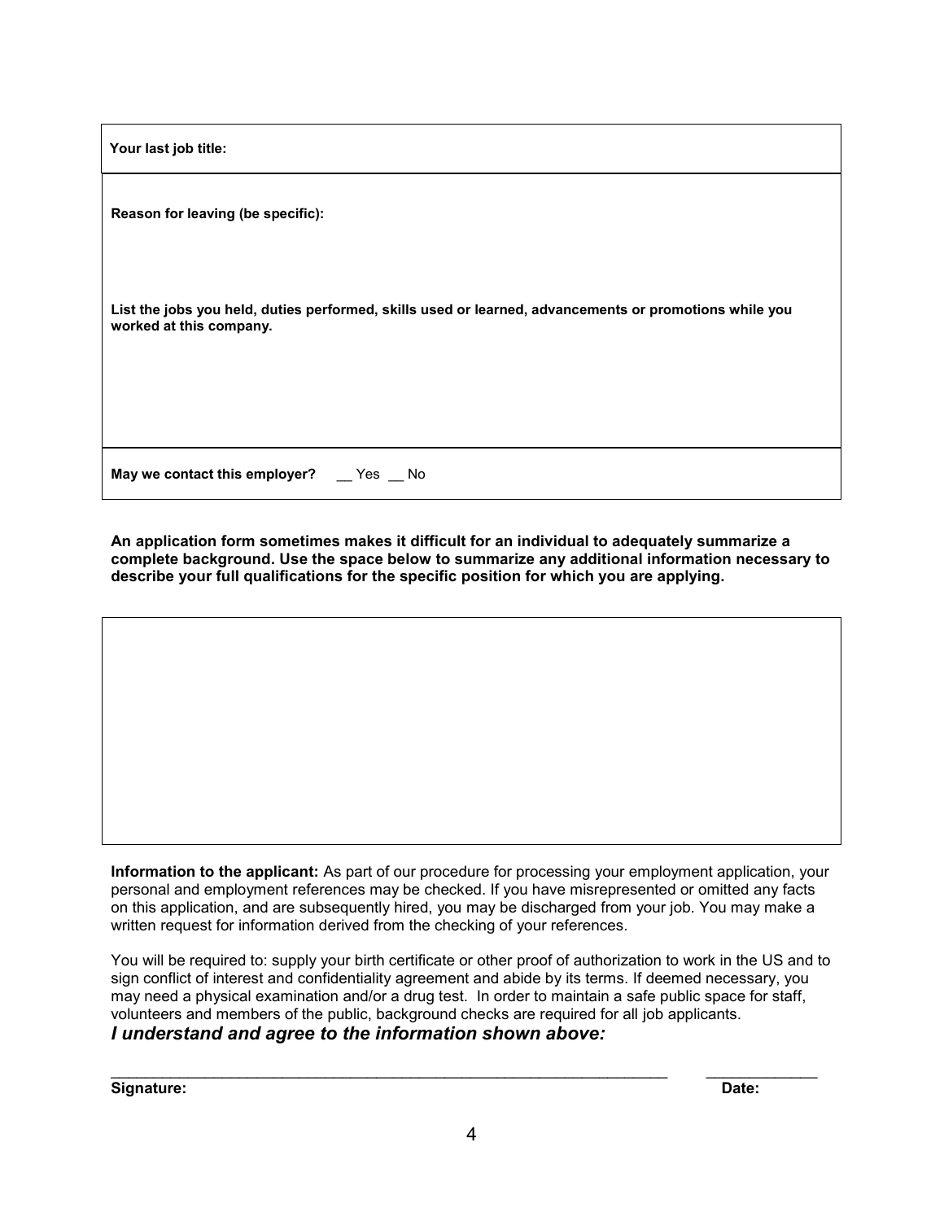**Your last job title:**

**Reason for leaving (be specific):**

**List the jobs you held, duties performed, skills used or learned, advancements or promotions while you worked at this company.**

**May we contact this employer?** __ Yes __ No

**An application form sometimes makes it difficult for an individual to adequately summarize a complete background. Use the space below to summarize any additional information necessary to describe your full qualifications for the specific position for which you are applying.**

**Information to the applicant:** As part of our procedure for processing your employment application, your personal and employment references may be checked. If you have misrepresented or omitted any facts on this application, and are subsequently hired, you may be discharged from your job. You may make a written request for information derived from the checking of your references.

You will be required to: supply your birth certificate or other proof of authorization to work in the US and to sign conflict of interest and confidentiality agreement and abide by its terms. If deemed necessary, you may need a physical examination and/or a drug test. In order to maintain a safe public space for staff, volunteers and members of the public, background checks are required for all job applicants.

***I understand and agree to the information shown above:***

_________________________________________________________________ _____________

**Signature:** **Date:**